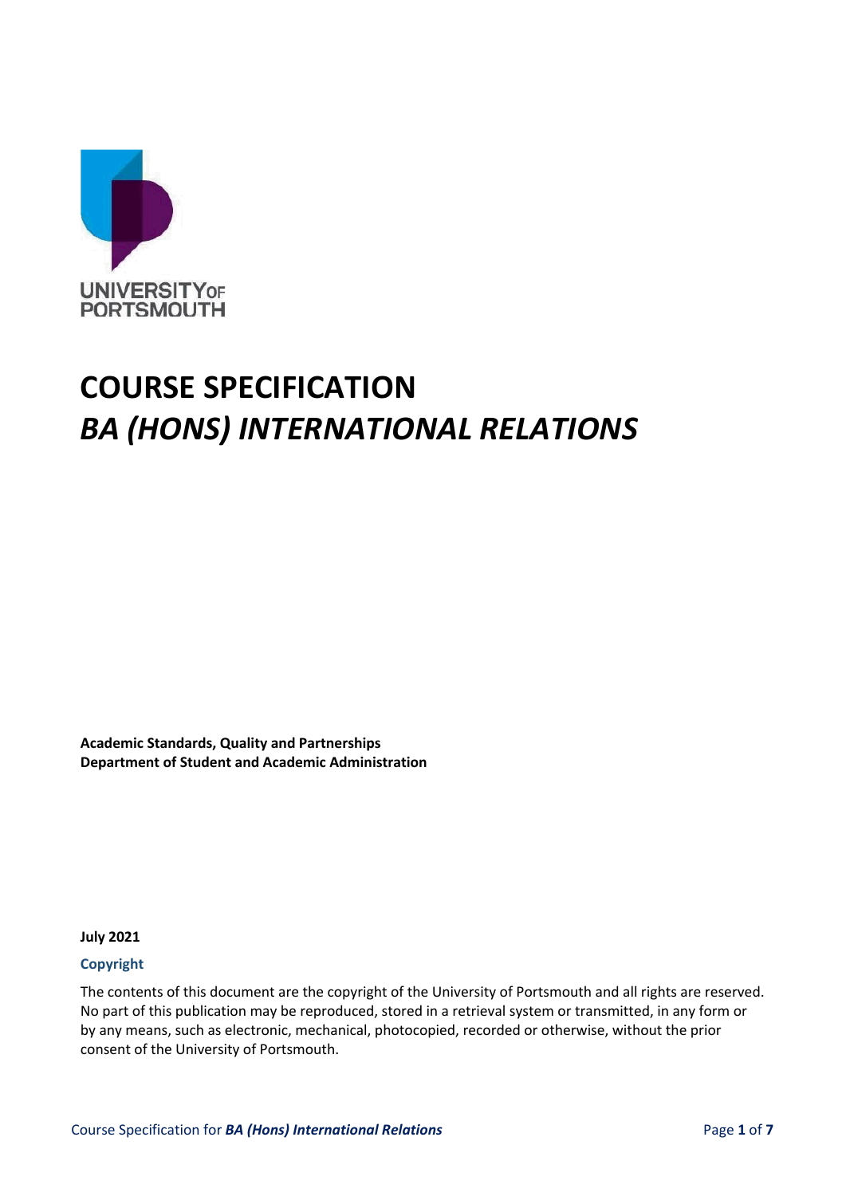UNIVERSITY OF PORTSMOUTH

# COURSE SPECIFICATION
# *BA (HONS) INTERNATIONAL RELATIONS*

**Academic Standards, Quality and Partnerships**
**Department of Student and Academic Administration**

**July 2021**

**Copyright**

The contents of this document are the copyright of the University of Portsmouth and all rights are reserved. No part of this publication may be reproduced, stored in a retrieval system or transmitted, in any form or by any means, such as electronic, mechanical, photocopied, recorded or otherwise, without the prior consent of the University of Portsmouth.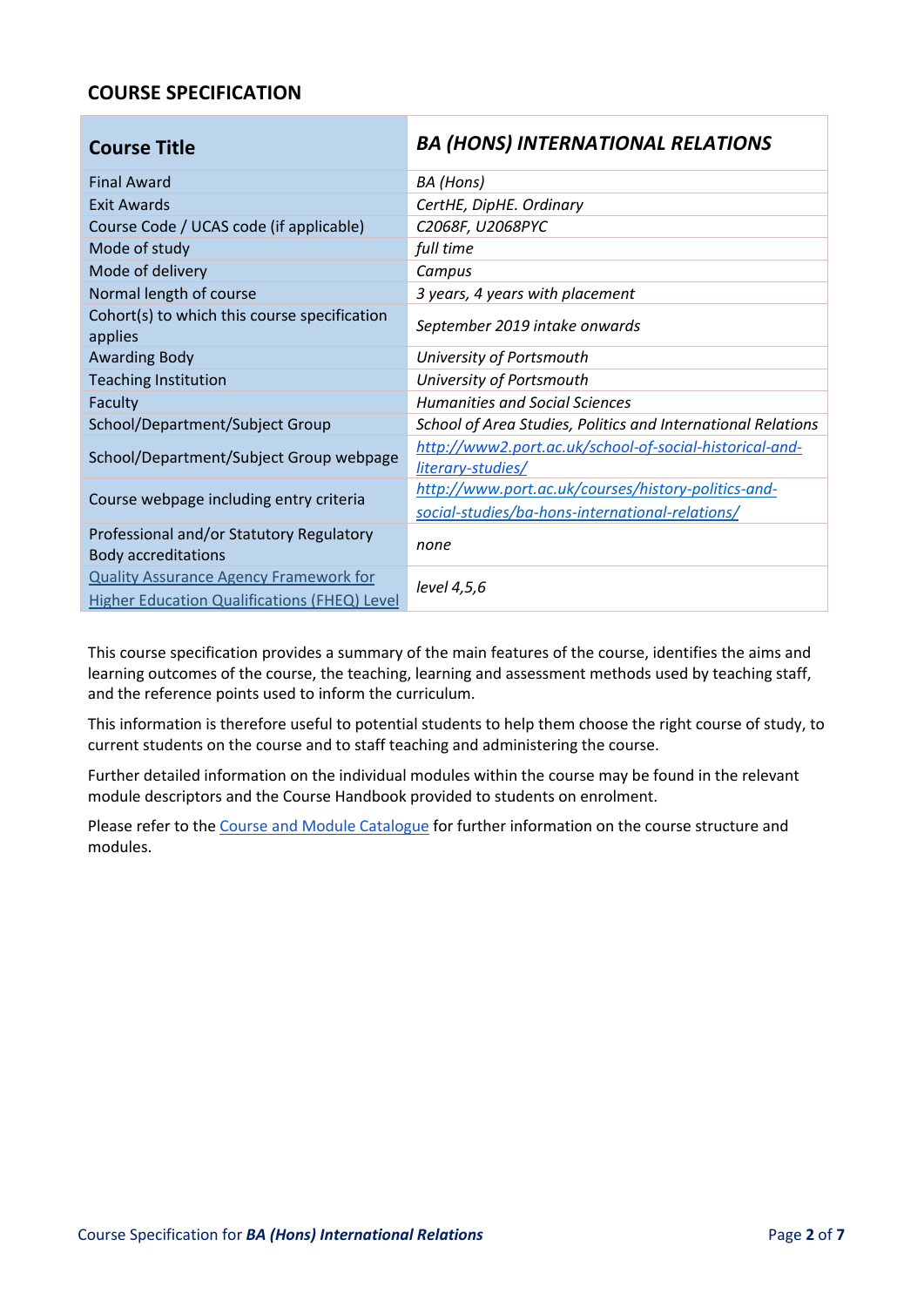## COURSE SPECIFICATION

| **Course Title** | ***BA (HONS) INTERNATIONAL RELATIONS*** |
|---|---|
| Final Award | *BA (Hons)* |
| Exit Awards | *CertHE, DipHE. Ordinary* |
| Course Code / UCAS code (if applicable) | *C2068F, U2068PYC* |
| Mode of study | *full time* |
| Mode of delivery | *Campus* |
| Normal length of course | *3 years, 4 years with placement* |
| Cohort(s) to which this course specification applies | *September 2019 intake onwards* |
| Awarding Body | *University of Portsmouth* |
| Teaching Institution | *University of Portsmouth* |
| Faculty | *Humanities and Social Sciences* |
| School/Department/Subject Group | *School of Area Studies, Politics and International Relations* |
| School/Department/Subject Group webpage | *http://www2.port.ac.uk/school-of-social-historical-and-literary-studies/* |
| Course webpage including entry criteria | *http://www.port.ac.uk/courses/history-politics-and-social-studies/ba-hons-international-relations/* |
| Professional and/or Statutory Regulatory Body accreditations | *none* |
| Quality Assurance Agency Framework for Higher Education Qualifications (FHEQ) Level | *level 4,5,6* |

This course specification provides a summary of the main features of the course, identifies the aims and learning outcomes of the course, the teaching, learning and assessment methods used by teaching staff, and the reference points used to inform the curriculum.

This information is therefore useful to potential students to help them choose the right course of study, to current students on the course and to staff teaching and administering the course.

Further detailed information on the individual modules within the course may be found in the relevant module descriptors and the Course Handbook provided to students on enrolment.

Please refer to the Course and Module Catalogue for further information on the course structure and modules.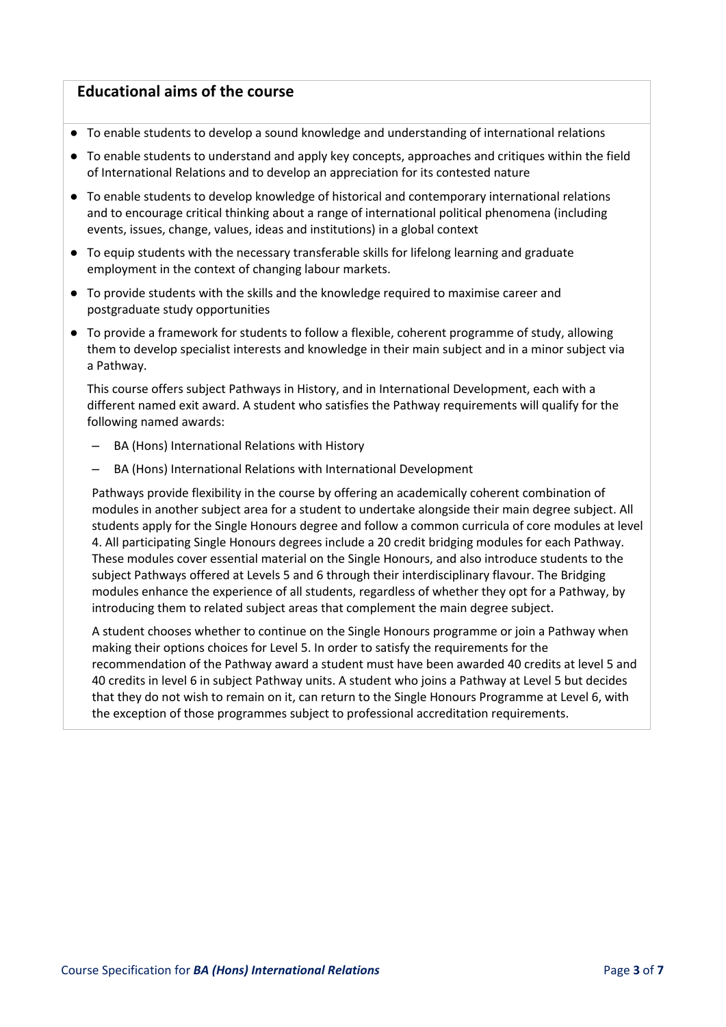## Educational aims of the course

- To enable students to develop a sound knowledge and understanding of international relations
- To enable students to understand and apply key concepts, approaches and critiques within the field of International Relations and to develop an appreciation for its contested nature
- To enable students to develop knowledge of historical and contemporary international relations and to encourage critical thinking about a range of international political phenomena (including events, issues, change, values, ideas and institutions) in a global context
- To equip students with the necessary transferable skills for lifelong learning and graduate employment in the context of changing labour markets.
- To provide students with the skills and the knowledge required to maximise career and postgraduate study opportunities
- To provide a framework for students to follow a flexible, coherent programme of study, allowing them to develop specialist interests and knowledge in their main subject and in a minor subject via a Pathway.

  This course offers subject Pathways in History, and in International Development, each with a different named exit award. A student who satisfies the Pathway requirements will qualify for the following named awards:

  - BA (Hons) International Relations with History
  - BA (Hons) International Relations with International Development

  Pathways provide flexibility in the course by offering an academically coherent combination of modules in another subject area for a student to undertake alongside their main degree subject. All students apply for the Single Honours degree and follow a common curricula of core modules at level 4. All participating Single Honours degrees include a 20 credit bridging modules for each Pathway. These modules cover essential material on the Single Honours, and also introduce students to the subject Pathways offered at Levels 5 and 6 through their interdisciplinary flavour. The Bridging modules enhance the experience of all students, regardless of whether they opt for a Pathway, by introducing them to related subject areas that complement the main degree subject.

  A student chooses whether to continue on the Single Honours programme or join a Pathway when making their options choices for Level 5. In order to satisfy the requirements for the recommendation of the Pathway award a student must have been awarded 40 credits at level 5 and 40 credits in level 6 in subject Pathway units. A student who joins a Pathway at Level 5 but decides that they do not wish to remain on it, can return to the Single Honours Programme at Level 6, with the exception of those programmes subject to professional accreditation requirements.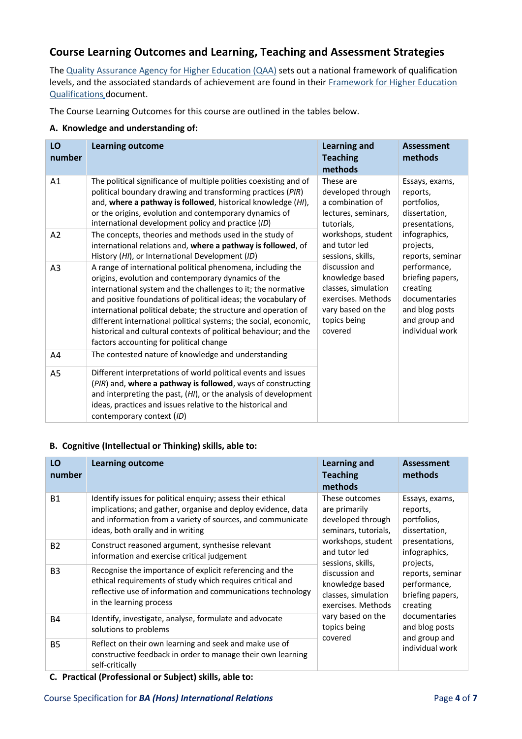## Course Learning Outcomes and Learning, Teaching and Assessment Strategies

The Quality Assurance Agency for Higher Education (QAA) sets out a national framework of qualification levels, and the associated standards of achievement are found in their Framework for Higher Education Qualifications document.

The Course Learning Outcomes for this course are outlined in the tables below.

### A. Knowledge and understanding of:

| LO number | Learning outcome | Learning and Teaching methods | Assessment methods |
|---|---|---|---|
| A1 | The political significance of multiple polities coexisting and of political boundary drawing and transforming practices (*PIR*) and, **where a pathway is followed**, historical knowledge (*HI*), or the origins, evolution and contemporary dynamics of international development policy and practice (*ID*) | These are developed through a combination of lectures, seminars, tutorials, workshops, student and tutor led sessions, skills, discussion and knowledge based classes, simulation exercises. Methods vary based on the topics being covered | Essays, exams, reports, portfolios, dissertation, presentations, infographics, projects, reports, seminar performance, briefing papers, creating documentaries and blog posts and group and individual work |
| A2 | The concepts, theories and methods used in the study of international relations and, **where a pathway is followed**, of History (*HI*), or International Development (*ID*) | | |
| A3 | A range of international political phenomena, including the origins, evolution and contemporary dynamics of the international system and the challenges to it; the normative and positive foundations of political ideas; the vocabulary of international political debate; the structure and operation of different international political systems; the social, economic, historical and cultural contexts of political behaviour; and the factors accounting for political change | | |
| A4 | The contested nature of knowledge and understanding | | |
| A5 | Different interpretations of world political events and issues (*PIR*) and, **where a pathway is followed**, ways of constructing and interpreting the past, (*HI*), or the analysis of development ideas, practices and issues relative to the historical and contemporary context (*ID*) | | |

### B. Cognitive (Intellectual or Thinking) skills, able to:

| LO number | Learning outcome | Learning and Teaching methods | Assessment methods |
|---|---|---|---|
| B1 | Identify issues for political enquiry; assess their ethical implications; and gather, organise and deploy evidence, data and information from a variety of sources, and communicate ideas, both orally and in writing | These outcomes are primarily developed through seminars, tutorials, workshops, student and tutor led sessions, skills, discussion and knowledge based classes, simulation exercises. Methods vary based on the topics being covered | Essays, exams, reports, portfolios, dissertation, presentations, infographics, projects, reports, seminar performance, briefing papers, creating documentaries and blog posts and group and individual work |
| B2 | Construct reasoned argument, synthesise relevant information and exercise critical judgement | | |
| B3 | Recognise the importance of explicit referencing and the ethical requirements of study which requires critical and reflective use of information and communications technology in the learning process | | |
| B4 | Identify, investigate, analyse, formulate and advocate solutions to problems | | |
| B5 | Reflect on their own learning and seek and make use of constructive feedback in order to manage their own learning self-critically | | |

### C. Practical (Professional or Subject) skills, able to: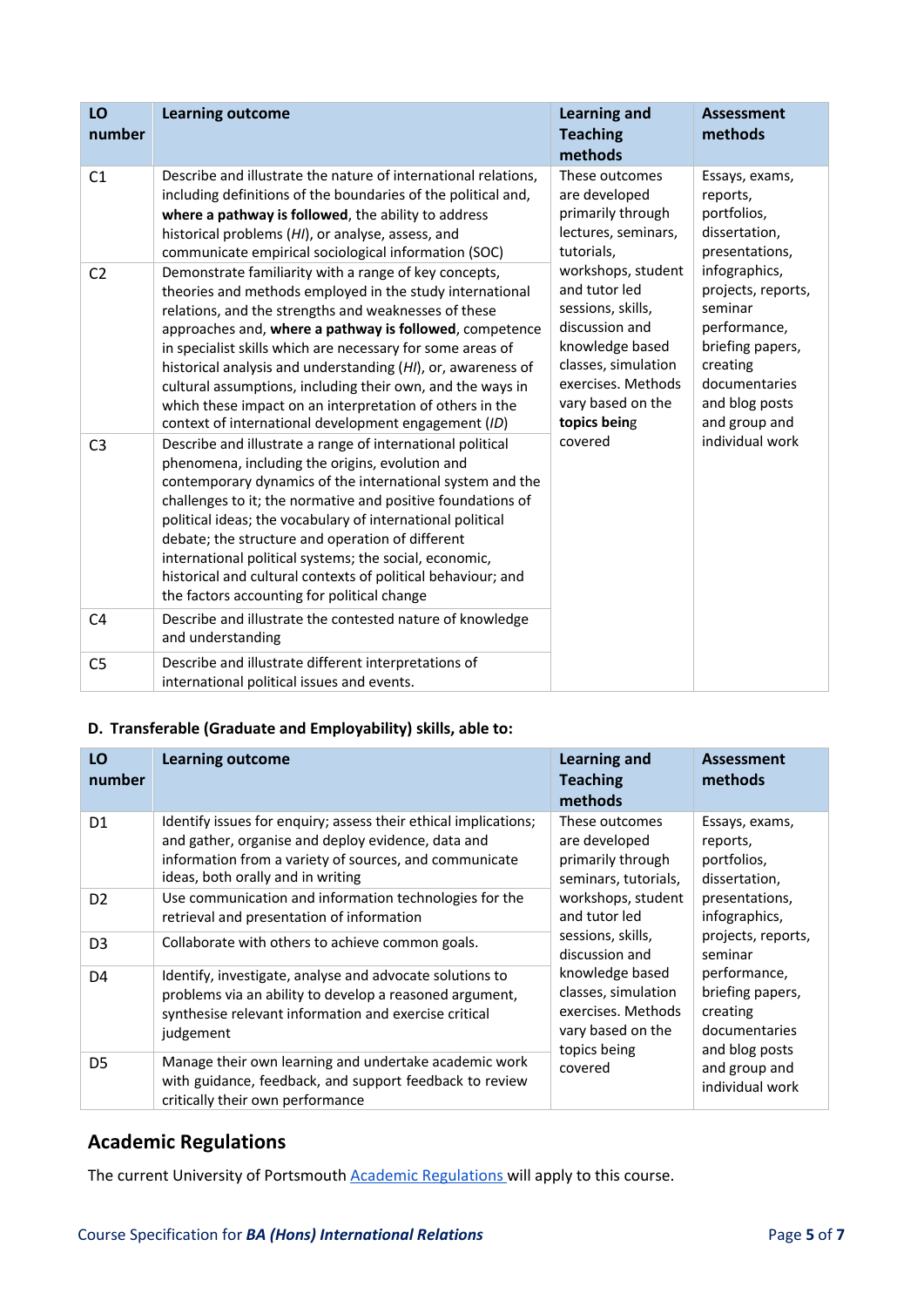| LO number | Learning outcome | Learning and Teaching methods | Assessment methods |
|---|---|---|---|
| C1 | Describe and illustrate the nature of international relations, including definitions of the boundaries of the political and, **where a pathway is followed**, the ability to address historical problems (*HI*), or analyse, assess, and communicate empirical sociological information (SOC) | These outcomes are developed primarily through lectures, seminars, tutorials, workshops, student and tutor led sessions, skills, discussion and knowledge based classes, simulation exercises. Methods vary based on the **topics being** covered | Essays, exams, reports, portfolios, dissertation, presentations, infographics, projects, reports, seminar performance, briefing papers, creating documentaries and blog posts and group and individual work |
| C2 | Demonstrate familiarity with a range of key concepts, theories and methods employed in the study international relations, and the strengths and weaknesses of these approaches and, **where a pathway is followed**, competence in specialist skills which are necessary for some areas of historical analysis and understanding (*HI*), or, awareness of cultural assumptions, including their own, and the ways in which these impact on an interpretation of others in the context of international development engagement (*ID*) | | |
| C3 | Describe and illustrate a range of international political phenomena, including the origins, evolution and contemporary dynamics of the international system and the challenges to it; the normative and positive foundations of political ideas; the vocabulary of international political debate; the structure and operation of different international political systems; the social, economic, historical and cultural contexts of political behaviour; and the factors accounting for political change | | |
| C4 | Describe and illustrate the contested nature of knowledge and understanding | | |
| C5 | Describe and illustrate different interpretations of international political issues and events. | | |

#### D. Transferable (Graduate and Employability) skills, able to:

| LO number | Learning outcome | Learning and Teaching methods | Assessment methods |
|---|---|---|---|
| D1 | Identify issues for enquiry; assess their ethical implications; and gather, organise and deploy evidence, data and information from a variety of sources, and communicate ideas, both orally and in writing | These outcomes are developed primarily through seminars, tutorials, workshops, student and tutor led sessions, skills, discussion and knowledge based classes, simulation exercises. Methods vary based on the topics being covered | Essays, exams, reports, portfolios, dissertation, presentations, infographics, projects, reports, seminar performance, briefing papers, creating documentaries and blog posts and group and individual work |
| D2 | Use communication and information technologies for the retrieval and presentation of information | | |
| D3 | Collaborate with others to achieve common goals. | | |
| D4 | Identify, investigate, analyse and advocate solutions to problems via an ability to develop a reasoned argument, synthesise relevant information and exercise critical judgement | | |
| D5 | Manage their own learning and undertake academic work with guidance, feedback, and support feedback to review critically their own performance | | |

## Academic Regulations

The current University of Portsmouth Academic Regulations will apply to this course.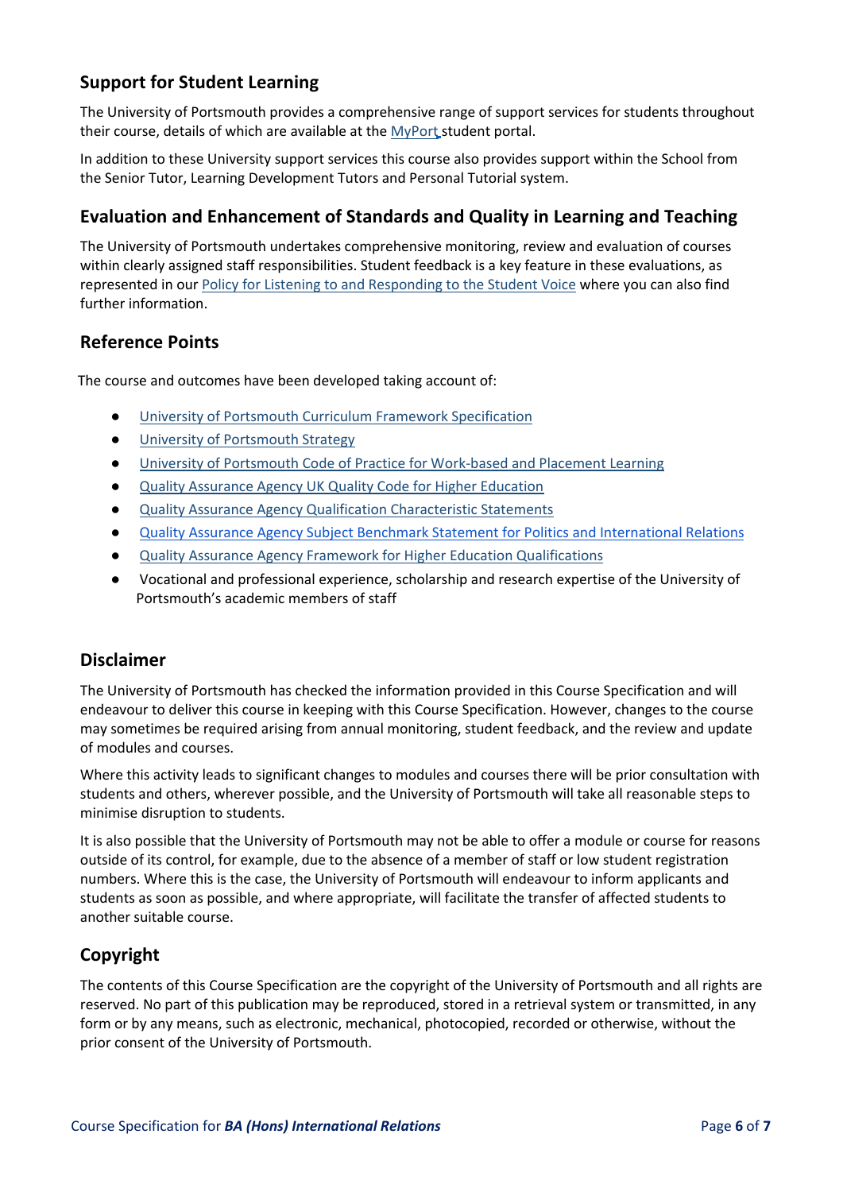## Support for Student Learning

The University of Portsmouth provides a comprehensive range of support services for students throughout their course, details of which are available at the MyPort student portal.

In addition to these University support services this course also provides support within the School from the Senior Tutor, Learning Development Tutors and Personal Tutorial system.

## Evaluation and Enhancement of Standards and Quality in Learning and Teaching

The University of Portsmouth undertakes comprehensive monitoring, review and evaluation of courses within clearly assigned staff responsibilities. Student feedback is a key feature in these evaluations, as represented in our Policy for Listening to and Responding to the Student Voice where you can also find further information.

## Reference Points

The course and outcomes have been developed taking account of:

- University of Portsmouth Curriculum Framework Specification
- University of Portsmouth Strategy
- University of Portsmouth Code of Practice for Work-based and Placement Learning
- Quality Assurance Agency UK Quality Code for Higher Education
- Quality Assurance Agency Qualification Characteristic Statements
- Quality Assurance Agency Subject Benchmark Statement for Politics and International Relations
- Quality Assurance Agency Framework for Higher Education Qualifications
- Vocational and professional experience, scholarship and research expertise of the University of Portsmouth's academic members of staff

## Disclaimer

The University of Portsmouth has checked the information provided in this Course Specification and will endeavour to deliver this course in keeping with this Course Specification. However, changes to the course may sometimes be required arising from annual monitoring, student feedback, and the review and update of modules and courses.

Where this activity leads to significant changes to modules and courses there will be prior consultation with students and others, wherever possible, and the University of Portsmouth will take all reasonable steps to minimise disruption to students.

It is also possible that the University of Portsmouth may not be able to offer a module or course for reasons outside of its control, for example, due to the absence of a member of staff or low student registration numbers. Where this is the case, the University of Portsmouth will endeavour to inform applicants and students as soon as possible, and where appropriate, will facilitate the transfer of affected students to another suitable course.

## Copyright

The contents of this Course Specification are the copyright of the University of Portsmouth and all rights are reserved. No part of this publication may be reproduced, stored in a retrieval system or transmitted, in any form or by any means, such as electronic, mechanical, photocopied, recorded or otherwise, without the prior consent of the University of Portsmouth.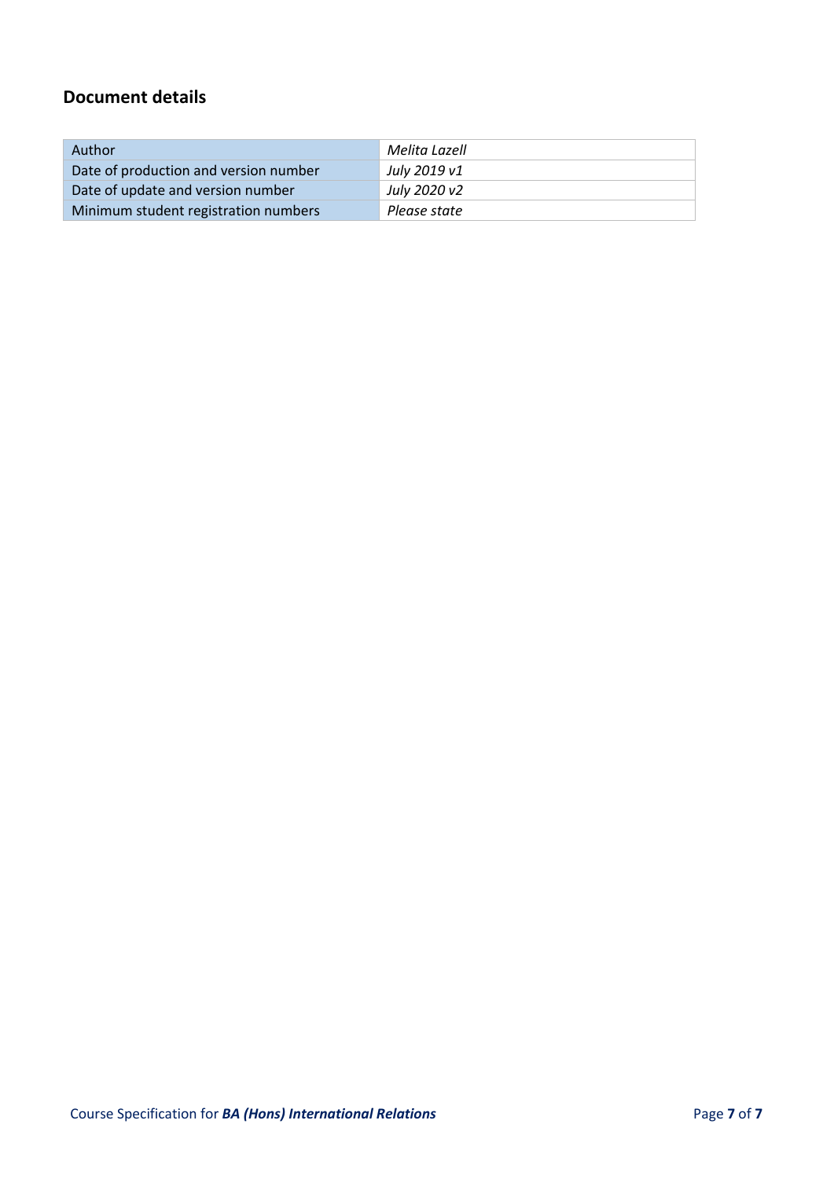## Document details

| | |
|---|---|
| Author | *Melita Lazell* |
| Date of production and version number | *July 2019 v1* |
| Date of update and version number | *July 2020 v2* |
| Minimum student registration numbers | *Please state* |